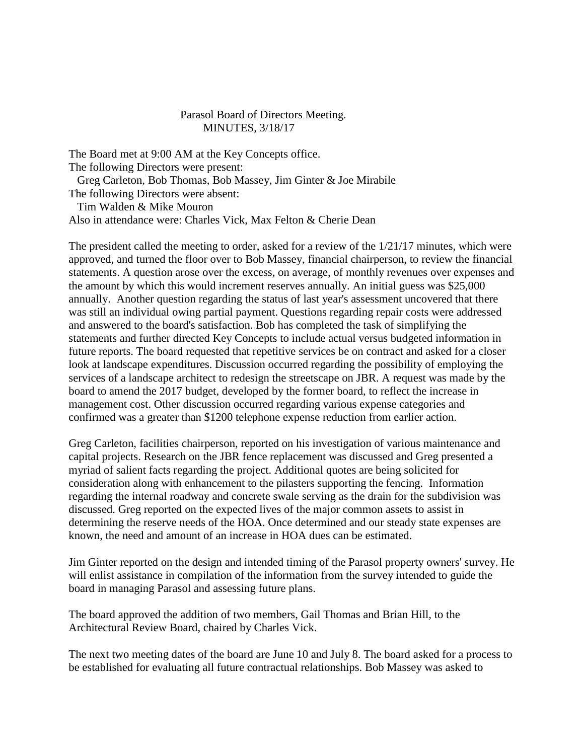# Parasol Board of Directors Meeting.
## MINUTES, 3/18/17

The Board met at 9:00 AM at the Key Concepts office.
The following Directors were present:
Greg Carleton, Bob Thomas, Bob Massey, Jim Ginter & Joe Mirabile
The following Directors were absent:
Tim Walden & Mike Mouron
Also in attendance were: Charles Vick, Max Felton & Cherie Dean

The president called the meeting to order, asked for a review of the 1/21/17 minutes, which were approved, and turned the floor over to Bob Massey, financial chairperson, to review the financial statements. A question arose over the excess, on average, of monthly revenues over expenses and the amount by which this would increment reserves annually. An initial guess was $25,000 annually. Another question regarding the status of last year's assessment uncovered that there was still an individual owing partial payment. Questions regarding repair costs were addressed and answered to the board's satisfaction. Bob has completed the task of simplifying the statements and further directed Key Concepts to include actual versus budgeted information in future reports. The board requested that repetitive services be on contract and asked for a closer look at landscape expenditures. Discussion occurred regarding the possibility of employing the services of a landscape architect to redesign the streetscape on JBR. A request was made by the board to amend the 2017 budget, developed by the former board, to reflect the increase in management cost. Other discussion occurred regarding various expense categories and confirmed was a greater than $1200 telephone expense reduction from earlier action.

Greg Carleton, facilities chairperson, reported on his investigation of various maintenance and capital projects. Research on the JBR fence replacement was discussed and Greg presented a myriad of salient facts regarding the project. Additional quotes are being solicited for consideration along with enhancement to the pilasters supporting the fencing. Information regarding the internal roadway and concrete swale serving as the drain for the subdivision was discussed. Greg reported on the expected lives of the major common assets to assist in determining the reserve needs of the HOA. Once determined and our steady state expenses are known, the need and amount of an increase in HOA dues can be estimated.

Jim Ginter reported on the design and intended timing of the Parasol property owners' survey. He will enlist assistance in compilation of the information from the survey intended to guide the board in managing Parasol and assessing future plans.

The board approved the addition of two members, Gail Thomas and Brian Hill, to the Architectural Review Board, chaired by Charles Vick.

The next two meeting dates of the board are June 10 and July 8. The board asked for a process to be established for evaluating all future contractual relationships. Bob Massey was asked to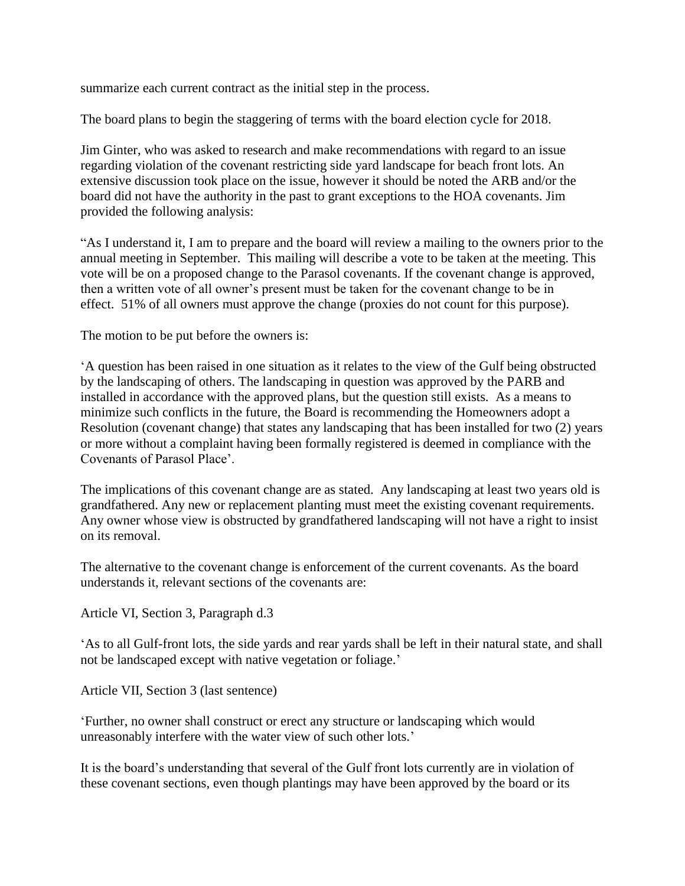summarize each current contract as the initial step in the process.

The board plans to begin the staggering of terms with the board election cycle for 2018.

Jim Ginter, who was asked to research and make recommendations with regard to an issue regarding violation of the covenant restricting side yard landscape for beach front lots. An extensive discussion took place on the issue, however it should be noted the ARB and/or the board did not have the authority in the past to grant exceptions to the HOA covenants. Jim provided the following analysis:

"As I understand it, I am to prepare and the board will review a mailing to the owners prior to the annual meeting in September. This mailing will describe a vote to be taken at the meeting. This vote will be on a proposed change to the Parasol covenants. If the covenant change is approved, then a written vote of all owner's present must be taken for the covenant change to be in effect. 51% of all owners must approve the change (proxies do not count for this purpose).

The motion to be put before the owners is:

'A question has been raised in one situation as it relates to the view of the Gulf being obstructed by the landscaping of others. The landscaping in question was approved by the PARB and installed in accordance with the approved plans, but the question still exists. As a means to minimize such conflicts in the future, the Board is recommending the Homeowners adopt a Resolution (covenant change) that states any landscaping that has been installed for two (2) years or more without a complaint having been formally registered is deemed in compliance with the Covenants of Parasol Place'.

The implications of this covenant change are as stated. Any landscaping at least two years old is grandfathered. Any new or replacement planting must meet the existing covenant requirements. Any owner whose view is obstructed by grandfathered landscaping will not have a right to insist on its removal.

The alternative to the covenant change is enforcement of the current covenants. As the board understands it, relevant sections of the covenants are:

Article VI, Section 3, Paragraph d.3

'As to all Gulf-front lots, the side yards and rear yards shall be left in their natural state, and shall not be landscaped except with native vegetation or foliage.'

Article VII, Section 3 (last sentence)

'Further, no owner shall construct or erect any structure or landscaping which would unreasonably interfere with the water view of such other lots.'

It is the board's understanding that several of the Gulf front lots currently are in violation of these covenant sections, even though plantings may have been approved by the board or its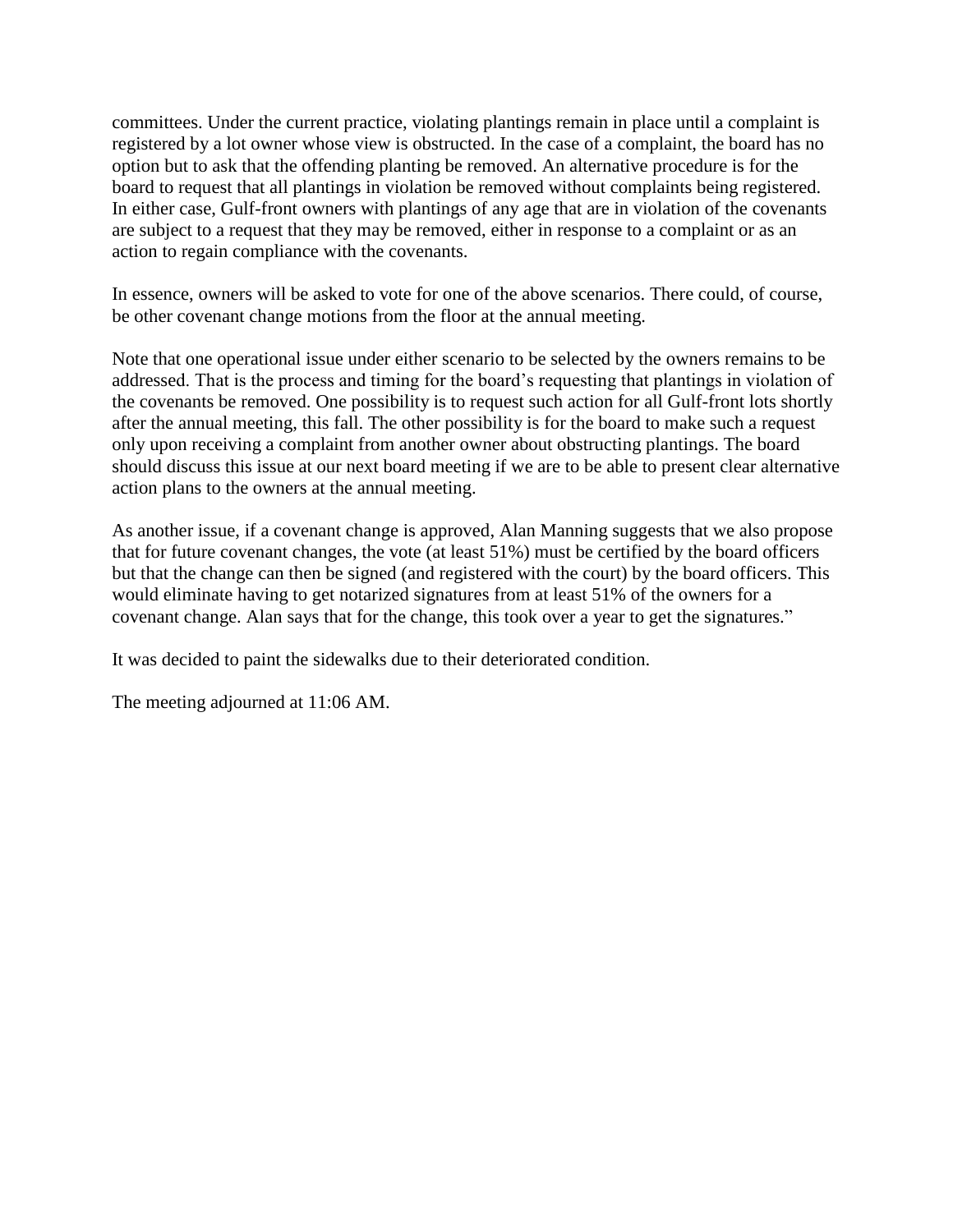committees. Under the current practice, violating plantings remain in place until a complaint is registered by a lot owner whose view is obstructed. In the case of a complaint, the board has no option but to ask that the offending planting be removed. An alternative procedure is for the board to request that all plantings in violation be removed without complaints being registered. In either case, Gulf-front owners with plantings of any age that are in violation of the covenants are subject to a request that they may be removed, either in response to a complaint or as an action to regain compliance with the covenants.

In essence, owners will be asked to vote for one of the above scenarios. There could, of course, be other covenant change motions from the floor at the annual meeting.

Note that one operational issue under either scenario to be selected by the owners remains to be addressed. That is the process and timing for the board's requesting that plantings in violation of the covenants be removed. One possibility is to request such action for all Gulf-front lots shortly after the annual meeting, this fall. The other possibility is for the board to make such a request only upon receiving a complaint from another owner about obstructing plantings. The board should discuss this issue at our next board meeting if we are to be able to present clear alternative action plans to the owners at the annual meeting.

As another issue, if a covenant change is approved, Alan Manning suggests that we also propose that for future covenant changes, the vote (at least 51%) must be certified by the board officers but that the change can then be signed (and registered with the court) by the board officers. This would eliminate having to get notarized signatures from at least 51% of the owners for a covenant change. Alan says that for the change, this took over a year to get the signatures."

It was decided to paint the sidewalks due to their deteriorated condition.

The meeting adjourned at 11:06 AM.